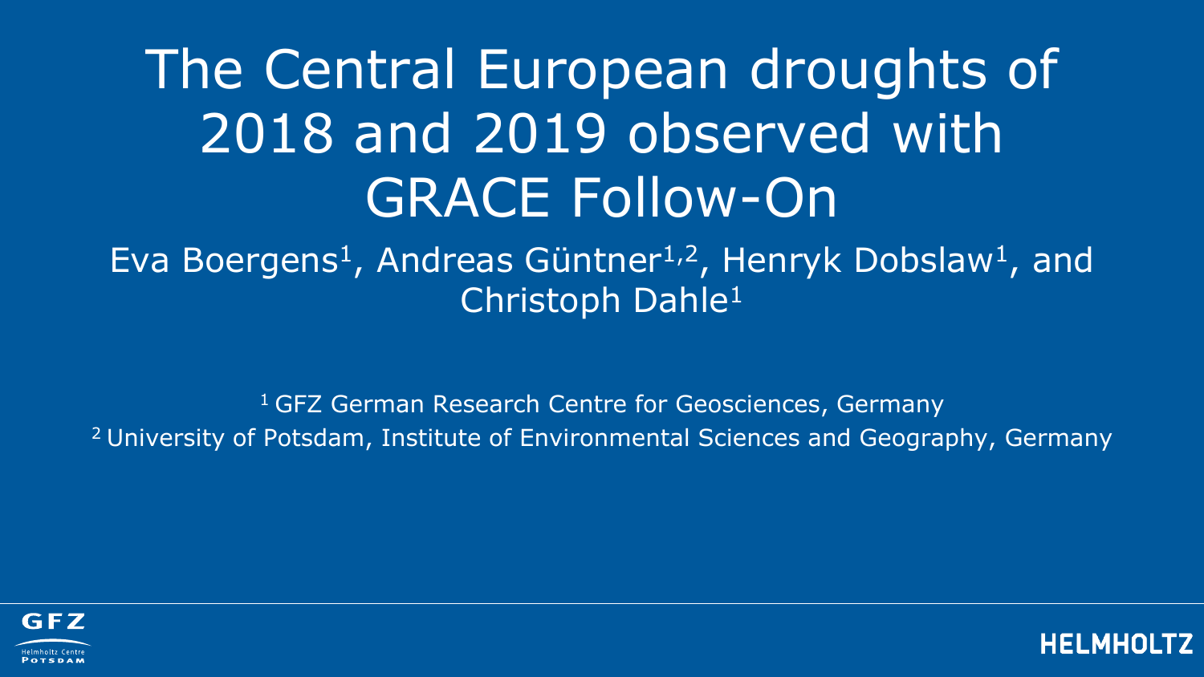# The Central European droughts of 2018 and 2019 observed with GRACE Follow-On

Eva Boergens[1], Andreas Güntner[1,2], Henryk Dobslaw[1], and Christoph Dahle[1]

[1] GFZ German Research Centre for Geosciences, Germany

[2] University of Potsdam, Institute of Environmental Sciences and Geography, Germany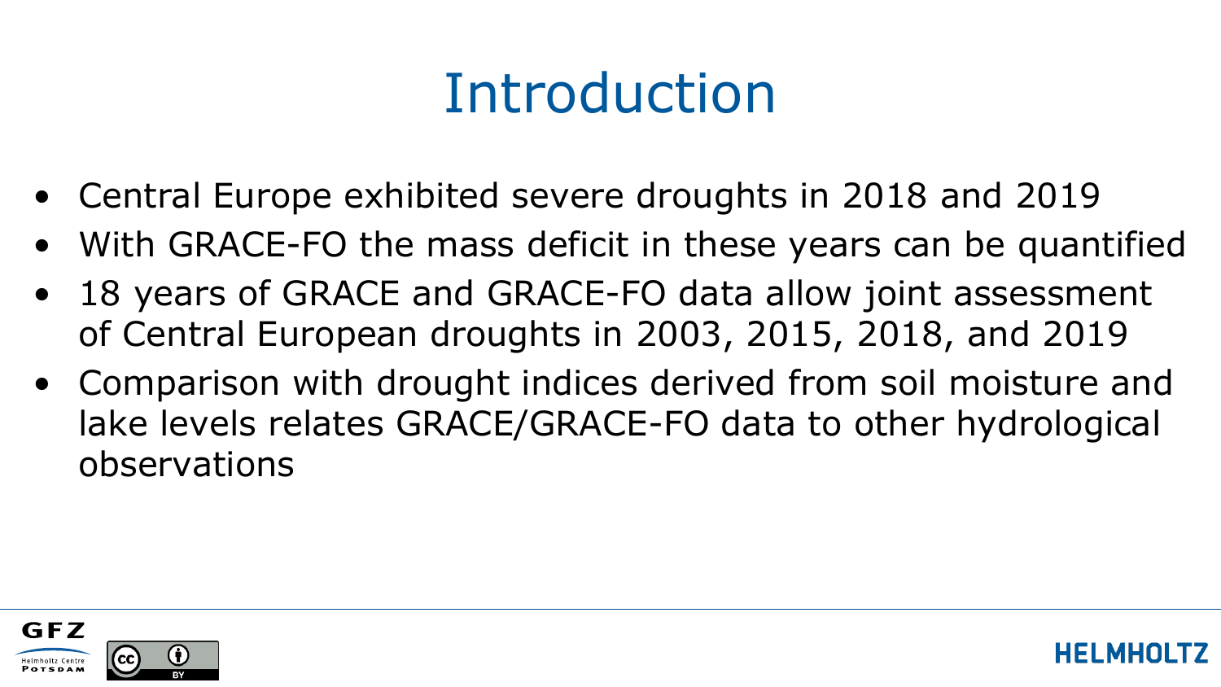# Introduction

- Central Europe exhibited severe droughts in 2018 and 2019
- With GRACE-FO the mass deficit in these years can be quantified
- 18 years of GRACE and GRACE-FO data allow joint assessment of Central European droughts in 2003, 2015, 2018, and 2019
- Comparison with drought indices derived from soil moisture and lake levels relates GRACE/GRACE-FO data to other hydrological observations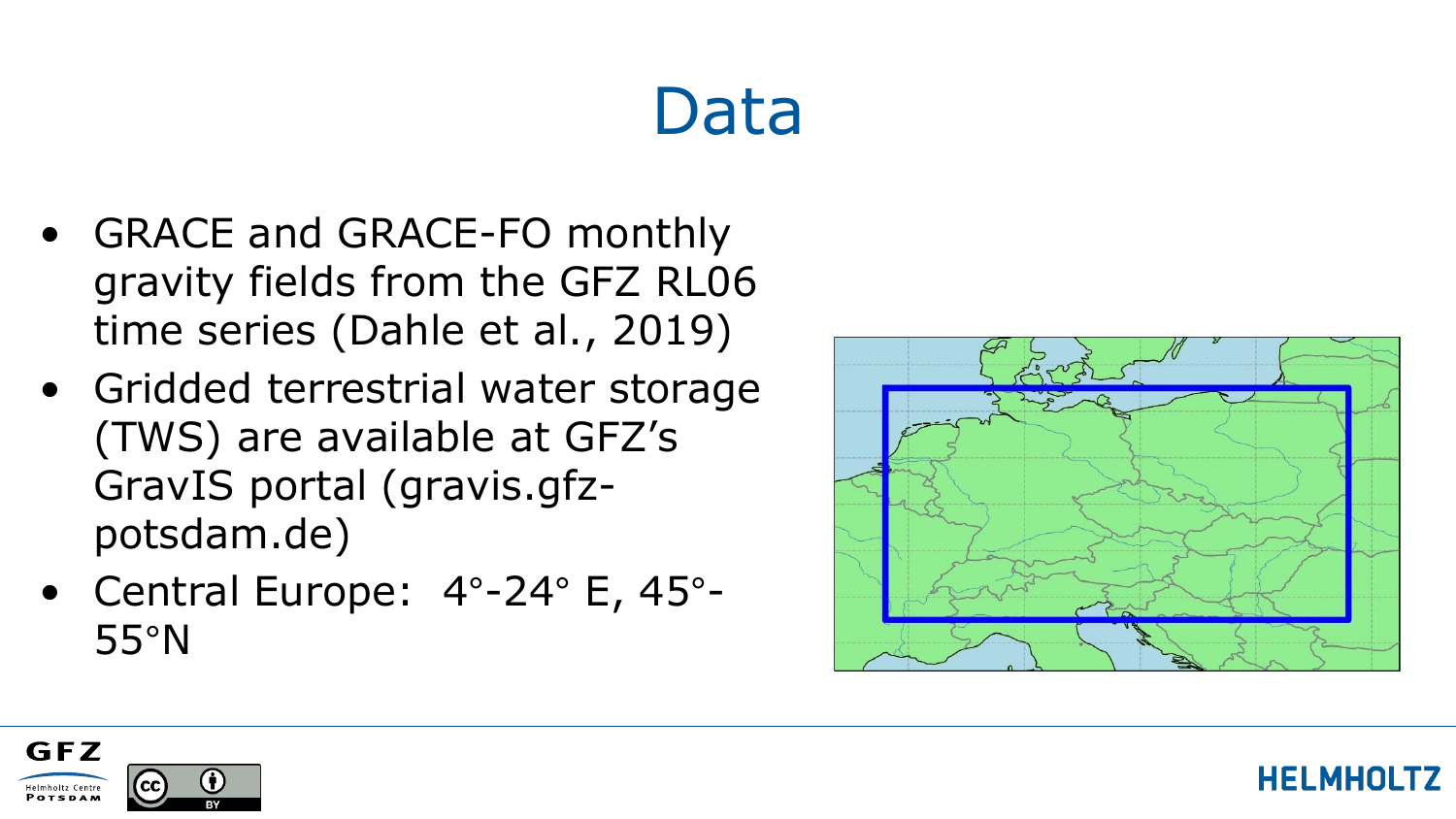# Data

- GRACE and GRACE-FO monthly gravity fields from the GFZ RL06 time series (Dahle et al., 2019)
- Gridded terrestrial water storage (TWS) are available at GFZ's GravIS portal (gravis.gfz-potsdam.de)
- Central Europe: 4°-24° E, 45°-55°N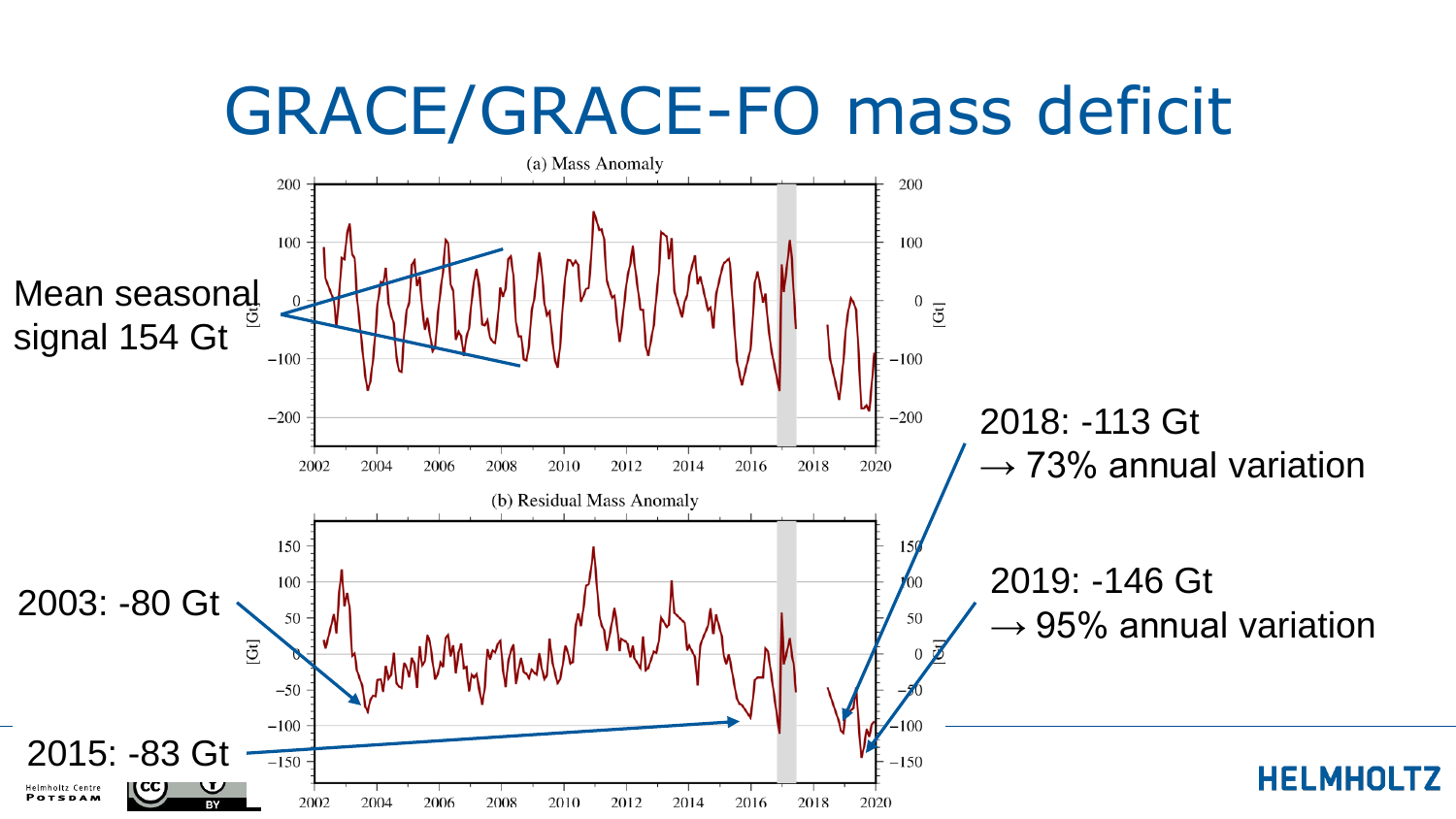# GRACE/GRACE-FO mass deficit

(a) Mass Anomaly

(b) Residual Mass Anomaly

Mean seasonal signal 154 Gt

2003: -80 Gt

2015: -83 Gt

2018: -113 Gt
→ 73% annual variation

2019: -146 Gt
→ 95% annual variation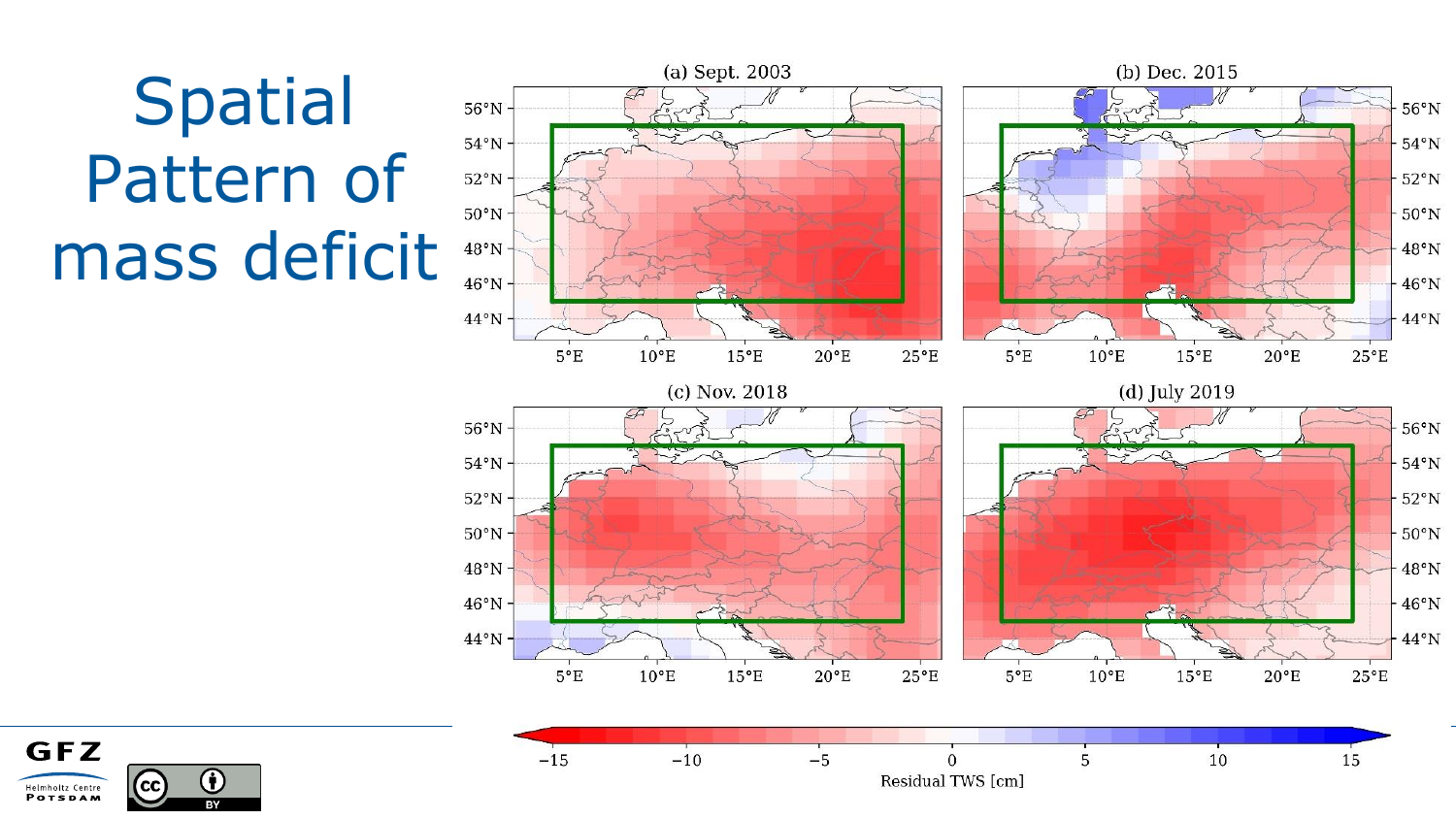# Spatial Pattern of mass deficit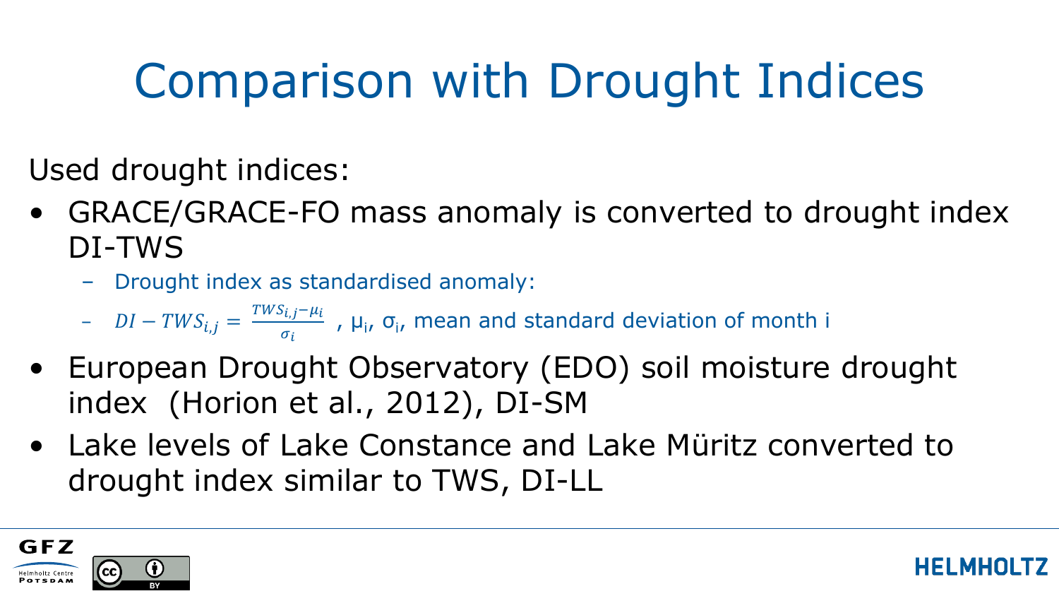# Comparison with Drought Indices

Used drought indices:

- GRACE/GRACE-FO mass anomaly is converted to drought index DI-TWS
  - Drought index as standardised anomaly:
  - $DI - TWS_{i,j} = \frac{TWS_{i,j} - \mu_i}{\sigma_i}$ , $\mu_i$, $\sigma_i$, mean and standard deviation of month i
- European Drought Observatory (EDO) soil moisture drought index (Horion et al., 2012), DI-SM
- Lake levels of Lake Constance and Lake Müritz converted to drought index similar to TWS, DI-LL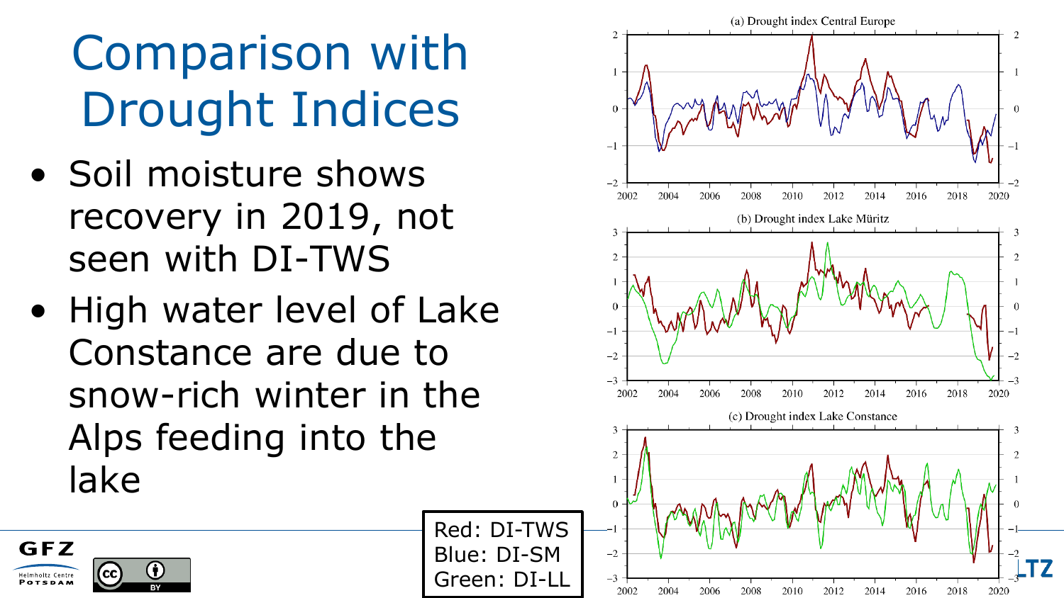# Comparison with Drought Indices

- Soil moisture shows recovery in 2019, not seen with DI-TWS
- High water level of Lake Constance are due to snow-rich winter in the Alps feeding into the lake

Red: DI-TWS
Blue: DI-SM
Green: DI-LL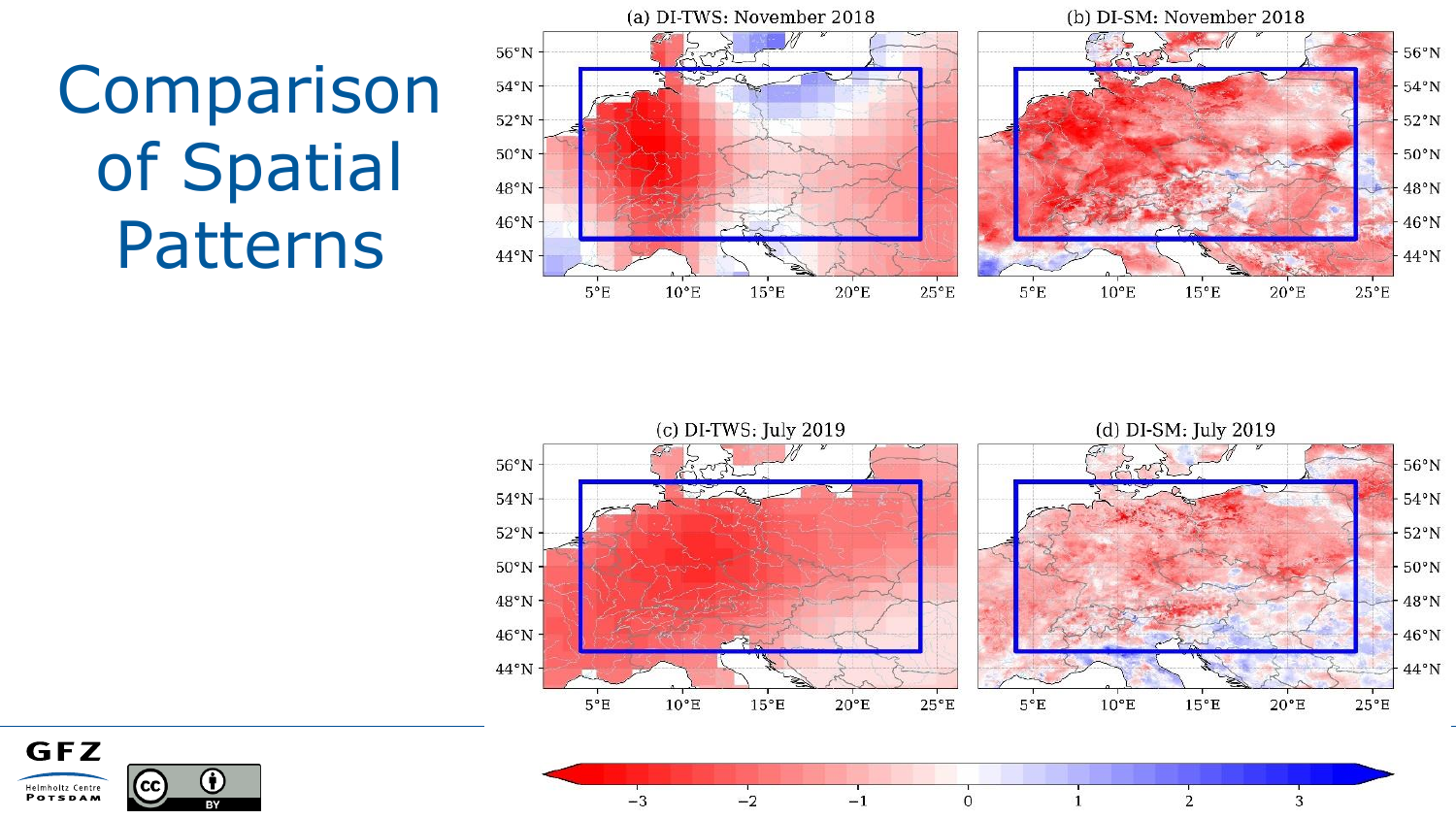# Comparison of Spatial Patterns

(a) DI-TWS: November 2018

(b) DI-SM: November 2018

(c) DI-TWS: July 2019

(d) DI-SM: July 2019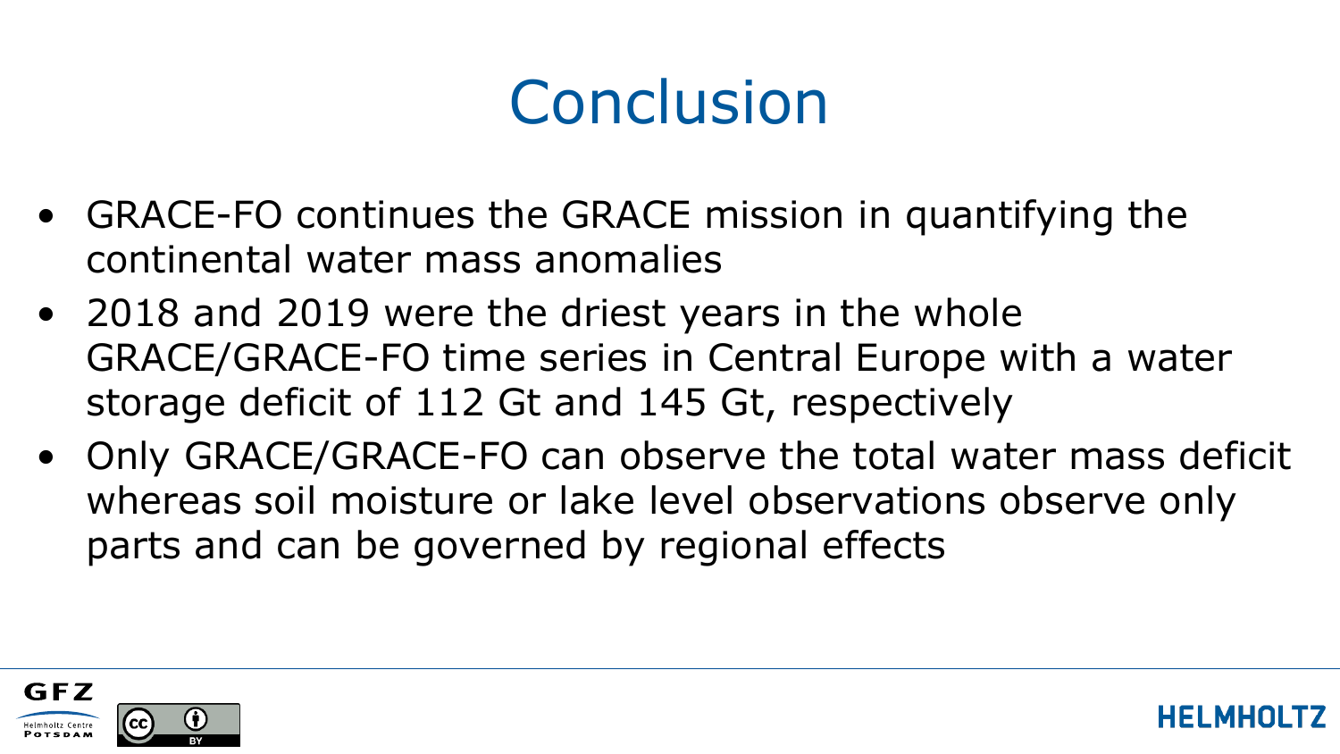# Conclusion

- GRACE-FO continues the GRACE mission in quantifying the continental water mass anomalies
- 2018 and 2019 were the driest years in the whole GRACE/GRACE-FO time series in Central Europe with a water storage deficit of 112 Gt and 145 Gt, respectively
- Only GRACE/GRACE-FO can observe the total water mass deficit whereas soil moisture or lake level observations observe only parts and can be governed by regional effects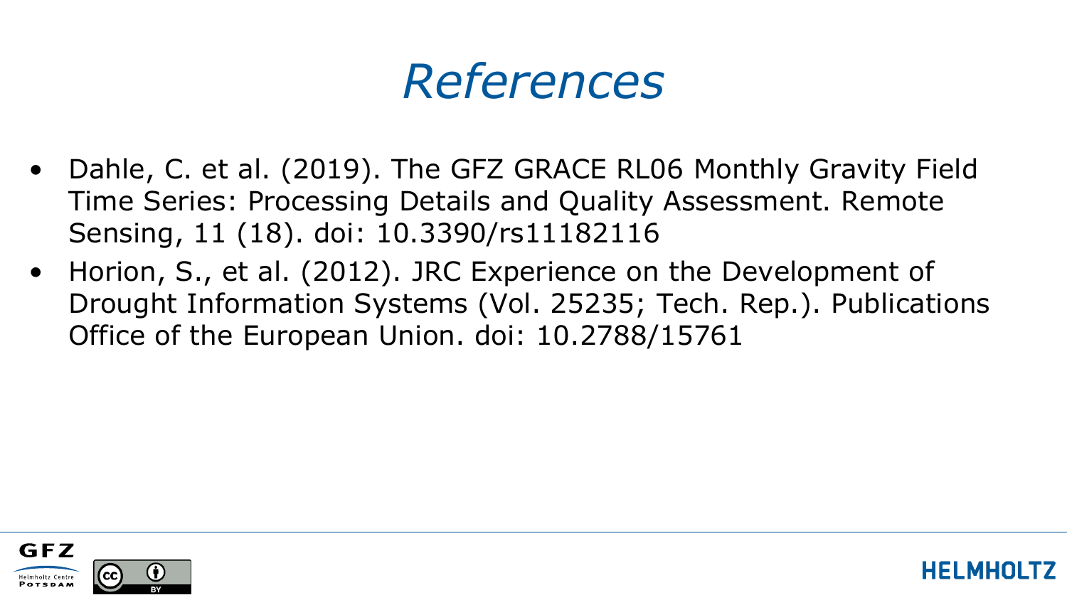# *References*

- Dahle, C. et al. (2019). The GFZ GRACE RL06 Monthly Gravity Field Time Series: Processing Details and Quality Assessment. Remote Sensing, 11 (18). doi: 10.3390/rs11182116
- Horion, S., et al. (2012). JRC Experience on the Development of Drought Information Systems (Vol. 25235; Tech. Rep.). Publications Office of the European Union. doi: 10.2788/15761